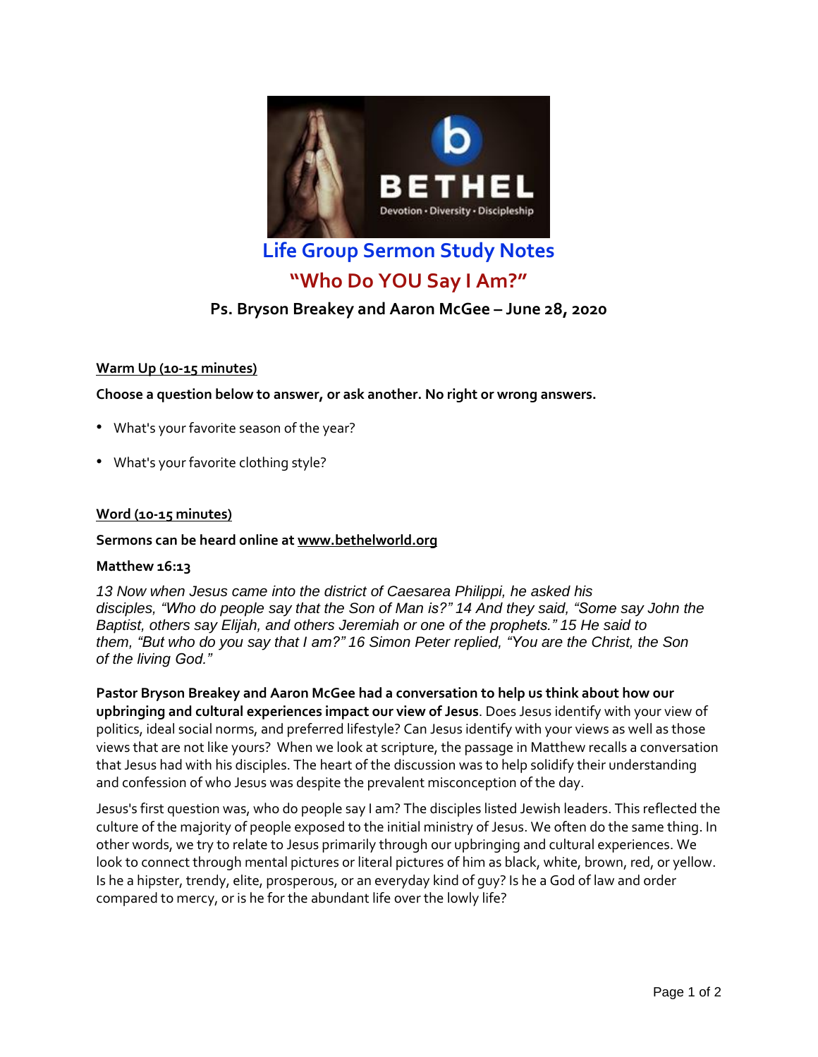# Life Group Sermon Study Notes

## "Who Do YOU Say I Am?"

### Ps. Bryson Breakey and Aaron McGee – June 28, 2020

**Warm Up (10-15 minutes)**

**Choose a question below to answer, or ask another. No right or wrong answers.**

- What's your favorite season of the year?
- What's your favorite clothing style?

**Word (10-15 minutes)**

**Sermons can be heard online at www.bethelworld.org**

**Matthew 16:13**

*13 Now when Jesus came into the district of Caesarea Philippi, he asked his disciples, "Who do people say that the Son of Man is?" 14 And they said, "Some say John the Baptist, others say Elijah, and others Jeremiah or one of the prophets." 15 He said to them, "But who do you say that I am?" 16 Simon Peter replied, "You are the Christ, the Son of the living God."*

**Pastor Bryson Breakey and Aaron McGee had a conversation to help us think about how our upbringing and cultural experiences impact our view of Jesus**. Does Jesus identify with your view of politics, ideal social norms, and preferred lifestyle? Can Jesus identify with your views as well as those views that are not like yours? When we look at scripture, the passage in Matthew recalls a conversation that Jesus had with his disciples. The heart of the discussion was to help solidify their understanding and confession of who Jesus was despite the prevalent misconception of the day.

Jesus's first question was, who do people say I am? The disciples listed Jewish leaders. This reflected the culture of the majority of people exposed to the initial ministry of Jesus. We often do the same thing. In other words, we try to relate to Jesus primarily through our upbringing and cultural experiences. We look to connect through mental pictures or literal pictures of him as black, white, brown, red, or yellow. Is he a hipster, trendy, elite, prosperous, or an everyday kind of guy? Is he a God of law and order compared to mercy, or is he for the abundant life over the lowly life?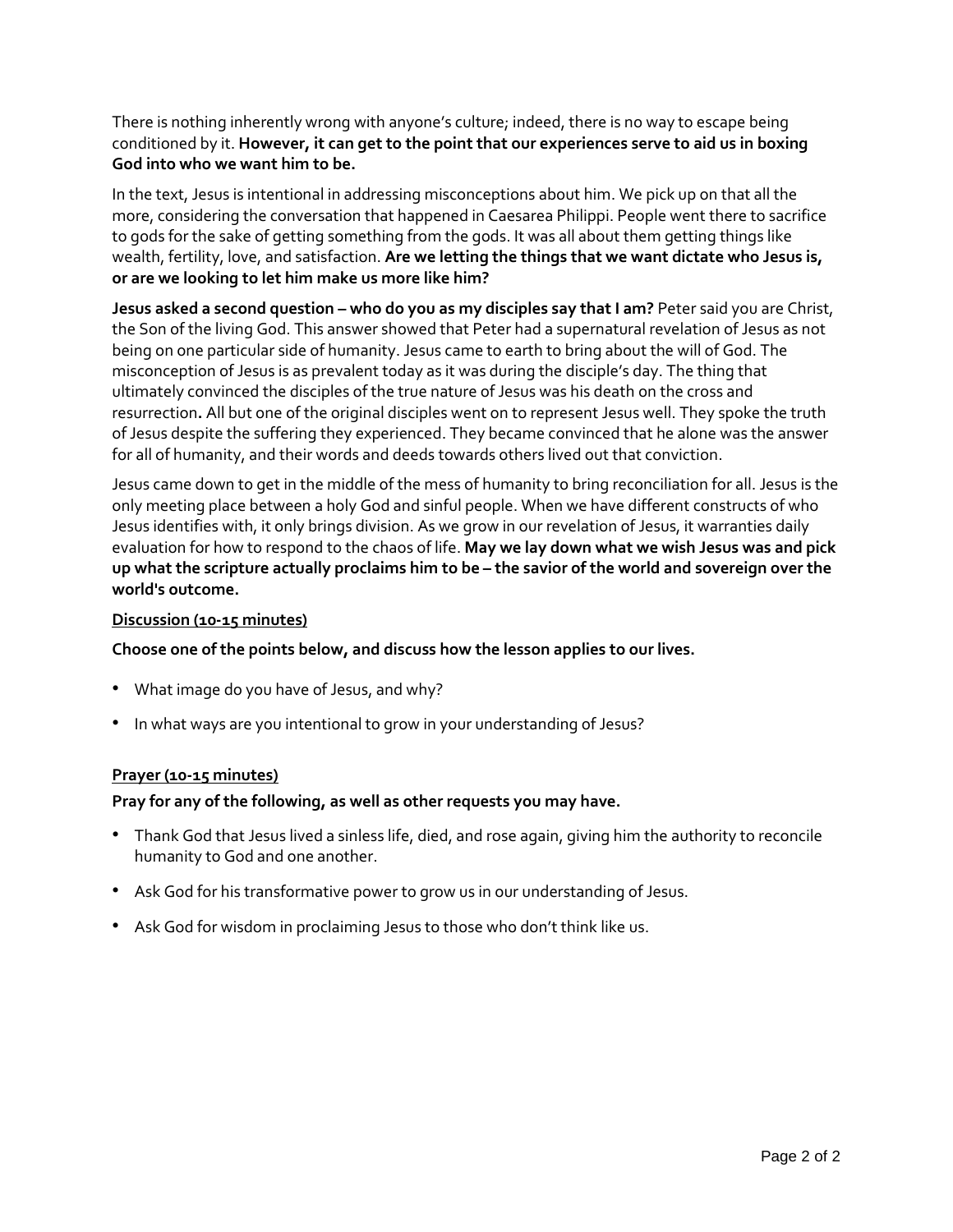There is nothing inherently wrong with anyone's culture; indeed, there is no way to escape being conditioned by it. **However, it can get to the point that our experiences serve to aid us in boxing God into who we want him to be.**

In the text, Jesus is intentional in addressing misconceptions about him. We pick up on that all the more, considering the conversation that happened in Caesarea Philippi. People went there to sacrifice to gods for the sake of getting something from the gods. It was all about them getting things like wealth, fertility, love, and satisfaction. **Are we letting the things that we want dictate who Jesus is, or are we looking to let him make us more like him?**

**Jesus asked a second question – who do you as my disciples say that I am?** Peter said you are Christ, the Son of the living God. This answer showed that Peter had a supernatural revelation of Jesus as not being on one particular side of humanity. Jesus came to earth to bring about the will of God. The misconception of Jesus is as prevalent today as it was during the disciple's day. The thing that ultimately convinced the disciples of the true nature of Jesus was his death on the cross and resurrection**.** All but one of the original disciples went on to represent Jesus well. They spoke the truth of Jesus despite the suffering they experienced. They became convinced that he alone was the answer for all of humanity, and their words and deeds towards others lived out that conviction.

Jesus came down to get in the middle of the mess of humanity to bring reconciliation for all. Jesus is the only meeting place between a holy God and sinful people. When we have different constructs of who Jesus identifies with, it only brings division. As we grow in our revelation of Jesus, it warranties daily evaluation for how to respond to the chaos of life. **May we lay down what we wish Jesus was and pick up what the scripture actually proclaims him to be – the savior of the world and sovereign over the world's outcome.**

**<u>Discussion (10-15 minutes)</u>**

**Choose one of the points below, and discuss how the lesson applies to our lives.**

- What image do you have of Jesus, and why?
- In what ways are you intentional to grow in your understanding of Jesus?

**<u>Prayer (10-15 minutes)</u>**

**Pray for any of the following, as well as other requests you may have.**

- Thank God that Jesus lived a sinless life, died, and rose again, giving him the authority to reconcile humanity to God and one another.
- Ask God for his transformative power to grow us in our understanding of Jesus.
- Ask God for wisdom in proclaiming Jesus to those who don't think like us.